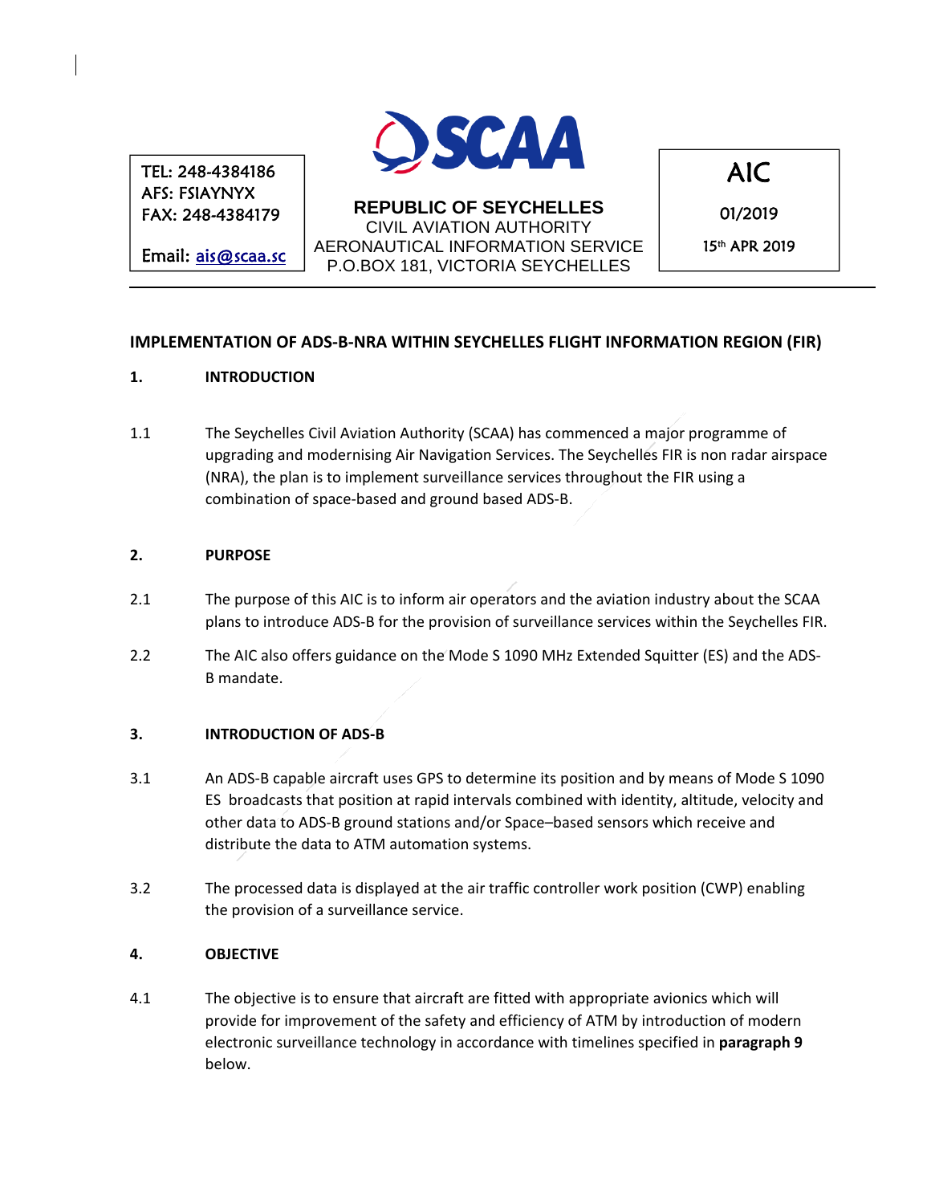TEL: 248-4384186
AFS: FSIAYNYX
FAX: 248-4384179

Email: ais@scaa.sc

SCAA

**REPUBLIC OF SEYCHELLES**
CIVIL AVIATION AUTHORITY
AERONAUTICAL INFORMATION SERVICE
P.O.BOX 181, VICTORIA SEYCHELLES

AIC
01/2019
15th APR 2019

## IMPLEMENTATION OF ADS-B-NRA WITHIN SEYCHELLES FLIGHT INFORMATION REGION (FIR)

### 1. INTRODUCTION

1.1 The Seychelles Civil Aviation Authority (SCAA) has commenced a major programme of upgrading and modernising Air Navigation Services. The Seychelles FIR is non radar airspace (NRA), the plan is to implement surveillance services throughout the FIR using a combination of space-based and ground based ADS-B.

### 2. PURPOSE

2.1 The purpose of this AIC is to inform air operators and the aviation industry about the SCAA plans to introduce ADS-B for the provision of surveillance services within the Seychelles FIR.

2.2 The AIC also offers guidance on the Mode S 1090 MHz Extended Squitter (ES) and the ADS-B mandate.

### 3. INTRODUCTION OF ADS-B

3.1 An ADS-B capable aircraft uses GPS to determine its position and by means of Mode S 1090 ES broadcasts that position at rapid intervals combined with identity, altitude, velocity and other data to ADS-B ground stations and/or Space–based sensors which receive and distribute the data to ATM automation systems.

3.2 The processed data is displayed at the air traffic controller work position (CWP) enabling the provision of a surveillance service.

### 4. OBJECTIVE

4.1 The objective is to ensure that aircraft are fitted with appropriate avionics which will provide for improvement of the safety and efficiency of ATM by introduction of modern electronic surveillance technology in accordance with timelines specified in **paragraph 9** below.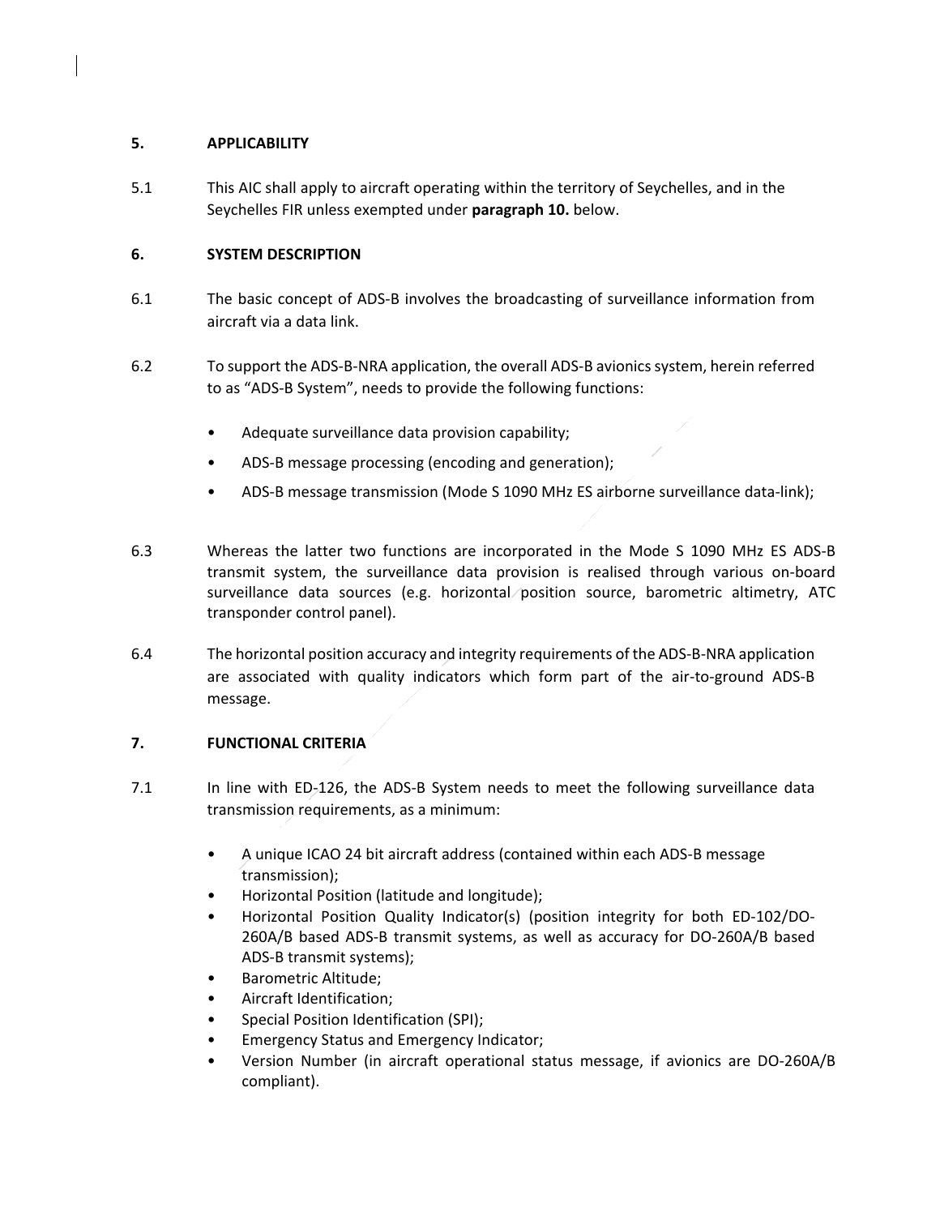## 5. APPLICABILITY

5.1 This AIC shall apply to aircraft operating within the territory of Seychelles, and in the Seychelles FIR unless exempted under **paragraph 10.** below.

## 6. SYSTEM DESCRIPTION

6.1 The basic concept of ADS-B involves the broadcasting of surveillance information from aircraft via a data link.

6.2 To support the ADS-B-NRA application, the overall ADS-B avionics system, herein referred to as "ADS-B System", needs to provide the following functions:

- Adequate surveillance data provision capability;
- ADS-B message processing (encoding and generation);
- ADS-B message transmission (Mode S 1090 MHz ES airborne surveillance data-link);

6.3 Whereas the latter two functions are incorporated in the Mode S 1090 MHz ES ADS-B transmit system, the surveillance data provision is realised through various on-board surveillance data sources (e.g. horizontal position source, barometric altimetry, ATC transponder control panel).

6.4 The horizontal position accuracy and integrity requirements of the ADS-B-NRA application are associated with quality indicators which form part of the air-to-ground ADS-B message.

## 7. FUNCTIONAL CRITERIA

7.1 In line with ED-126, the ADS-B System needs to meet the following surveillance data transmission requirements, as a minimum:

- A unique ICAO 24 bit aircraft address (contained within each ADS-B message transmission);
- Horizontal Position (latitude and longitude);
- Horizontal Position Quality Indicator(s) (position integrity for both ED-102/DO-260A/B based ADS-B transmit systems, as well as accuracy for DO-260A/B based ADS-B transmit systems);
- Barometric Altitude;
- Aircraft Identification;
- Special Position Identification (SPI);
- Emergency Status and Emergency Indicator;
- Version Number (in aircraft operational status message, if avionics are DO-260A/B compliant).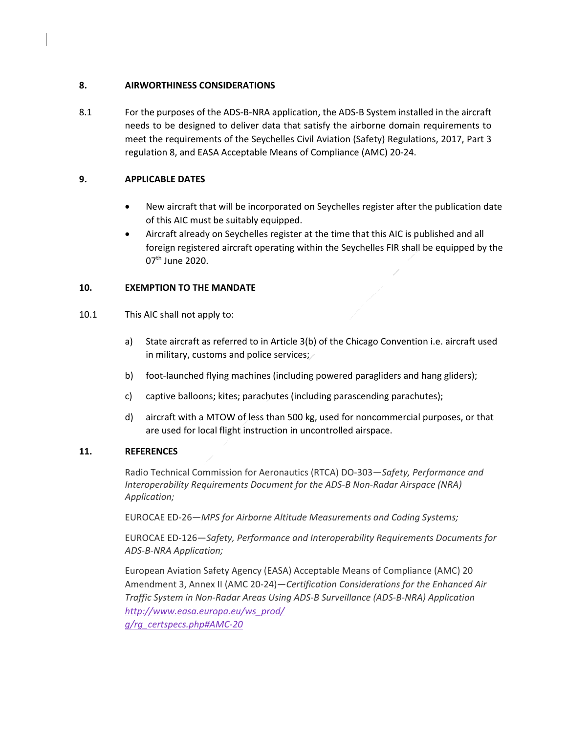## 8. AIRWORTHINESS CONSIDERATIONS

8.1 For the purposes of the ADS-B-NRA application, the ADS-B System installed in the aircraft needs to be designed to deliver data that satisfy the airborne domain requirements to meet the requirements of the Seychelles Civil Aviation (Safety) Regulations, 2017, Part 3 regulation 8, and EASA Acceptable Means of Compliance (AMC) 20-24.

## 9. APPLICABLE DATES

- New aircraft that will be incorporated on Seychelles register after the publication date of this AIC must be suitably equipped.
- Aircraft already on Seychelles register at the time that this AIC is published and all foreign registered aircraft operating within the Seychelles FIR shall be equipped by the 07th June 2020.

## 10. EXEMPTION TO THE MANDATE

10.1 This AIC shall not apply to:

a) State aircraft as referred to in Article 3(b) of the Chicago Convention i.e. aircraft used in military, customs and police services;

b) foot-launched flying machines (including powered paragliders and hang gliders);

c) captive balloons; kites; parachutes (including parascending parachutes);

d) aircraft with a MTOW of less than 500 kg, used for noncommercial purposes, or that are used for local flight instruction in uncontrolled airspace.

## 11. REFERENCES

Radio Technical Commission for Aeronautics (RTCA) DO-303—*Safety, Performance and Interoperability Requirements Document for the ADS-B Non-Radar Airspace (NRA) Application;*

EUROCAE ED-26—*MPS for Airborne Altitude Measurements and Coding Systems;*

EUROCAE ED-126—*Safety, Performance and Interoperability Requirements Documents for ADS-B-NRA Application;*

European Aviation Safety Agency (EASA) Acceptable Means of Compliance (AMC) 20 Amendment 3, Annex II (AMC 20-24)—*Certification Considerations for the Enhanced Air Traffic System in Non-Radar Areas Using ADS-B Surveillance (ADS-B-NRA) Application*
*http://www.easa.europa.eu/ws_prod/g/rg_certspecs.php#AMC-20*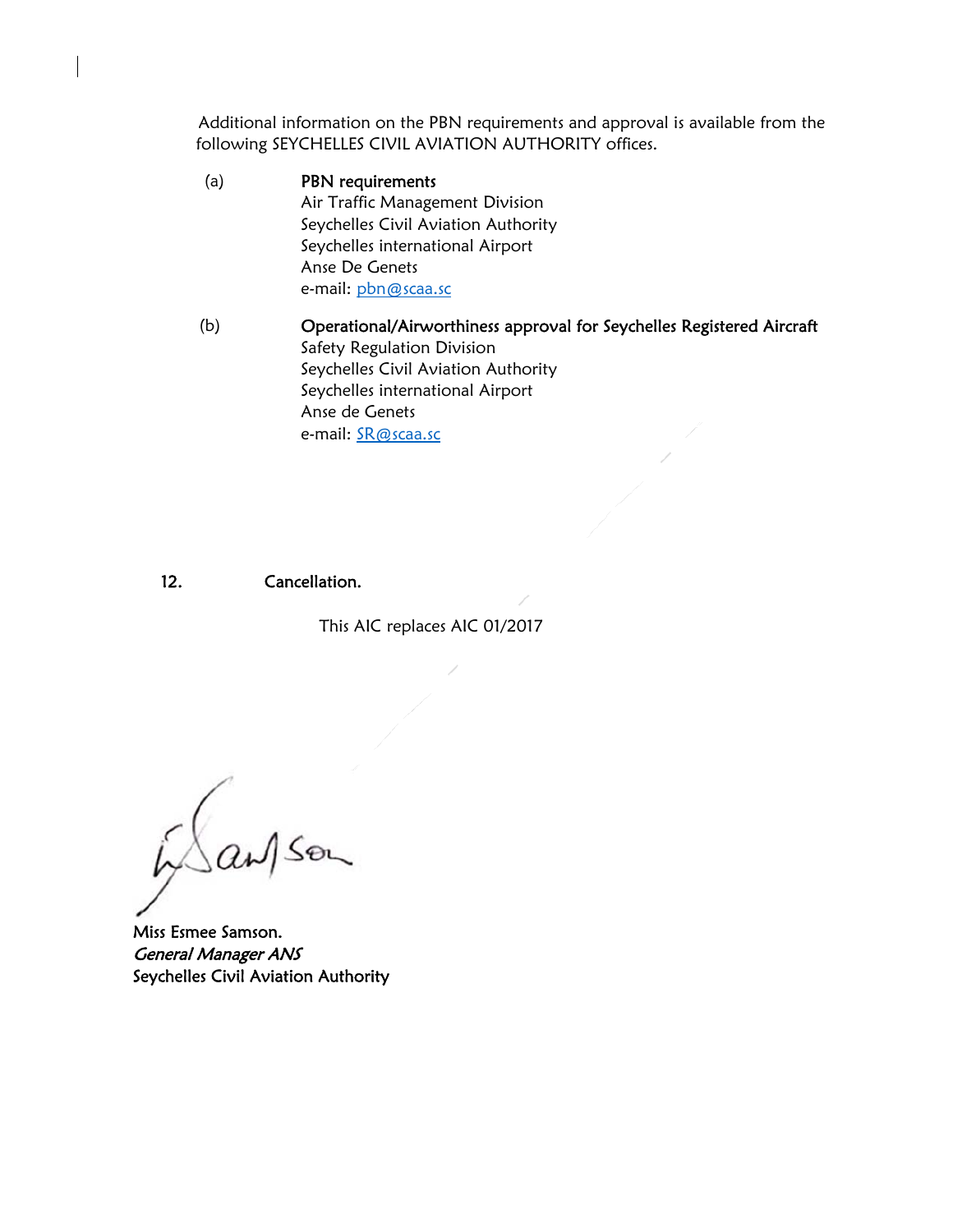Additional information on the PBN requirements and approval is available from the following SEYCHELLES CIVIL AVIATION AUTHORITY offices.

(a) **PBN requirements**
Air Traffic Management Division
Seychelles Civil Aviation Authority
Seychelles international Airport
Anse De Genets
e-mail: pbn@scaa.sc

(b) **Operational/Airworthiness approval for Seychelles Registered Aircraft**
Safety Regulation Division
Seychelles Civil Aviation Authority
Seychelles international Airport
Anse de Genets
e-mail: SR@scaa.sc

## 12. Cancellation.

This AIC replaces AIC 01/2017

Miss Esmee Samson.
*General Manager ANS*
Seychelles Civil Aviation Authority